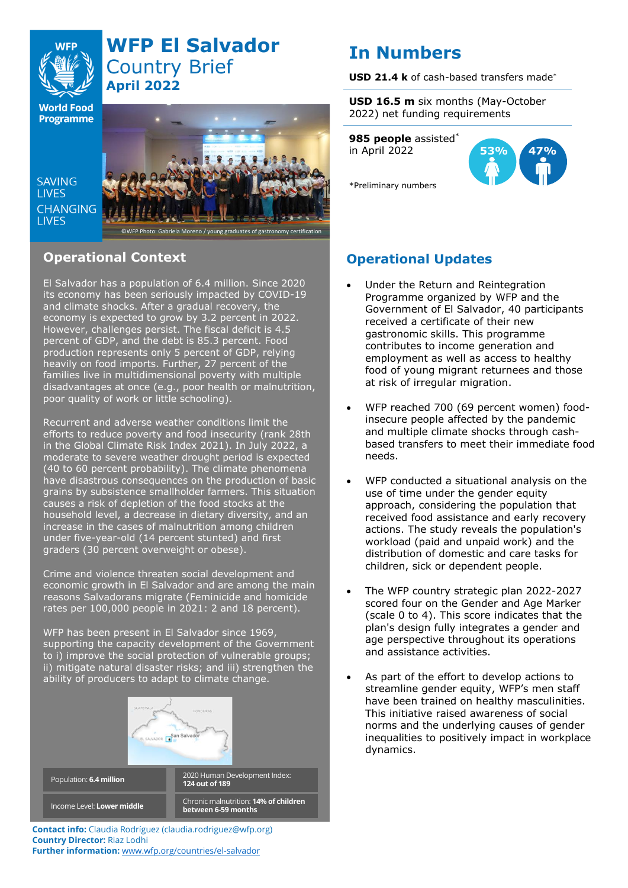# WFP El Salvador Country Brief April 2022

SAVING LIVES CHANGING LIVES

©WFP Photo: Gabriela Moreno / young graduates of gastronomy certification

## Operational Context

El Salvador has a population of 6.4 million. Since 2020 its economy has been seriously impacted by COVID-19 and climate shocks. After a gradual recovery, the economy is expected to grow by 3.2 percent in 2022. However, challenges persist. The fiscal deficit is 4.5 percent of GDP, and the debt is 85.3 percent. Food production represents only 5 percent of GDP, relying heavily on food imports. Further, 27 percent of the families live in multidimensional poverty with multiple disadvantages at once (e.g., poor health or malnutrition, poor quality of work or little schooling).

Recurrent and adverse weather conditions limit the efforts to reduce poverty and food insecurity (rank 28th in the Global Climate Risk Index 2021). In July 2022, a moderate to severe weather drought period is expected (40 to 60 percent probability). The climate phenomena have disastrous consequences on the production of basic grains by subsistence smallholder farmers. This situation causes a risk of depletion of the food stocks at the household level, a decrease in dietary diversity, and an increase in the cases of malnutrition among children under five-year-old (14 percent stunted) and first graders (30 percent overweight or obese).

Crime and violence threaten social development and economic growth in El Salvador and are among the main reasons Salvadorans migrate (Feminicide and homicide rates per 100,000 people in 2021: 2 and 18 percent).

WFP has been present in El Salvador since 1969, supporting the capacity development of the Government to i) improve the social protection of vulnerable groups; ii) mitigate natural disaster risks; and iii) strengthen the ability of producers to adapt to climate change.

| Population: **6.4 million** | 2020 Human Development Index: **124 out of 189** |
|---|---|
| Income Level: **Lower middle** | Chronic malnutrition: **14% of children between 6-59 months** |

**Contact info:** Claudia Rodríguez (claudia.rodriguez@wfp.org)
**Country Director:** Riaz Lodhi
**Further information:** www.wfp.org/countries/el-salvador

## In Numbers

**USD 21.4 k** of cash-based transfers made*

**USD 16.5 m** six months (May-October 2022) net funding requirements

**985 people** assisted* in April 2022

53% 47%

*Preliminary numbers

## Operational Updates

- Under the Return and Reintegration Programme organized by WFP and the Government of El Salvador, 40 participants received a certificate of their new gastronomic skills. This programme contributes to income generation and employment as well as access to healthy food of young migrant returnees and those at risk of irregular migration.
- WFP reached 700 (69 percent women) food-insecure people affected by the pandemic and multiple climate shocks through cash-based transfers to meet their immediate food needs.
- WFP conducted a situational analysis on the use of time under the gender equity approach, considering the population that received food assistance and early recovery actions. The study reveals the population's workload (paid and unpaid work) and the distribution of domestic and care tasks for children, sick or dependent people.
- The WFP country strategic plan 2022-2027 scored four on the Gender and Age Marker (scale 0 to 4). This score indicates that the plan's design fully integrates a gender and age perspective throughout its operations and assistance activities.
- As part of the effort to develop actions to streamline gender equity, WFP's men staff have been trained on healthy masculinities. This initiative raised awareness of social norms and the underlying causes of gender inequalities to positively impact in workplace dynamics.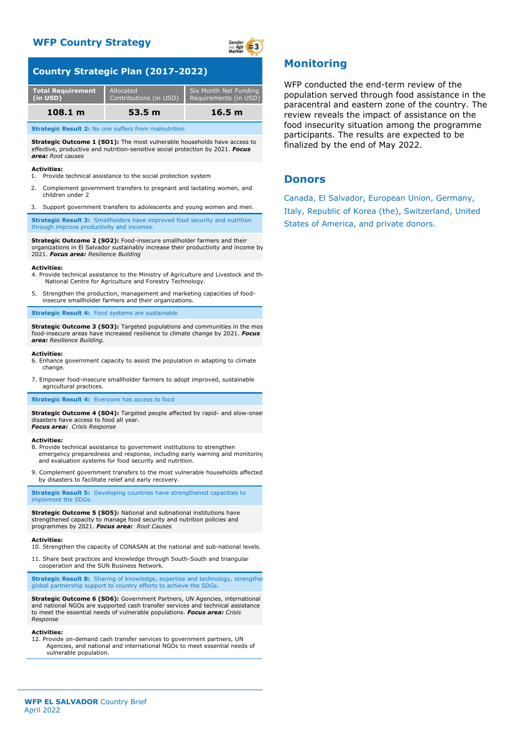## WFP Country Strategy

### Country Strategic Plan (2017-2022)

| Total Requirement (in USD) | Allocated Contributions (in USD) | Six Month Net Funding Requirements (in USD) |
|---|---|---|
| 108.1 m | 53.5 m | 16.5 m |

**Strategic Result 2:** No one suffers from malnutrition

**Strategic Outcome 1 (SO1):** The most vulnerable households have access to effective, productive and nutrition-sensitive social protection by 2021. ***Focus area:*** *Root causes*

**Activities:**
1. Provide technical assistance to the social protection system
2. Complement government transfers to pregnant and lactating women, and children under 2
3. Support government transfers to adolescents and young women and men.

**Strategic Result 3:** Smallholders have improved food security and nutrition through improve productivity and incomes.

**Strategic Outcome 2 (SO2):** Food-insecure smallholder farmers and their organizations in El Salvador sustainably increase their productivity and income by 2021. ***Focus area:*** *Resilience Building*

**Activities:**
4. Provide technical assistance to the Ministry of Agriculture and Livestock and the National Centre for Agriculture and Forestry Technology.
5. Strengthen the production, management and marketing capacities of food-insecure smallholder farmers and their organizations.

**Strategic Result 4:** Food systems are sustainable

**Strategic Outcome 3 (SO3):** Targeted populations and communities in the most food-insecure areas have increased resilience to climate change by 2021. ***Focus area:*** *Resilience Building.*

**Activities:**
6. Enhance government capacity to assist the population in adapting to climate change.
7. Empower food-insecure smallholder farmers to adopt improved, sustainable agricultural practices.

**Strategic Result 4:** Everyone has access to food

**Strategic Outcome 4 (SO4):** Targeted people affected by rapid- and slow-onset disasters have access to food all year.
***Focus area:*** *Crisis Response*

**Activities:**
8. Provide technical assistance to government institutions to strengthen emergency preparedness and response, including early warning and monitoring and evaluation systems for food security and nutrition.
9. Complement government transfers to the most vulnerable households affected by disasters to facilitate relief and early recovery.

**Strategic Result 5:** Developing countries have strengthened capacities to implement the SDGs.

**Strategic Outcome 5 (SO5):** National and subnational institutions have strengthened capacity to manage food security and nutrition policies and programmes by 2021. ***Focus area:*** *Root Causes*

**Activities:**
10. Strengthen the capacity of CONASAN at the national and sub-national levels.
11. Share best practices and knowledge through South-South and triangular cooperation and the SUN Business Network.

**Strategic Result 8:** Sharing of knowledge, expertise and technology, strengthen global partnership support to country efforts to achieve the SDGs.

**Strategic Outcome 6 (SO6):** Government Partners, UN Agencies, international and national NGOs are supported cash transfer services and technical assistance to meet the essential needs of vulnerable populations. ***Focus area:*** *Crisis Response*

**Activities:**
12. Provide on-demand cash transfer services to government partners, UN Agencies, and national and international NGOs to meet essential needs of vulnerable population.

## Monitoring

WFP conducted the end-term review of the population served through food assistance in the paracentral and eastern zone of the country. The review reveals the impact of assistance on the food insecurity situation among the programme participants. The results are expected to be finalized by the end of May 2022.

## Donors

Canada, El Salvador, European Union, Germany, Italy, Republic of Korea (the), Switzerland, United States of America, and private donors.